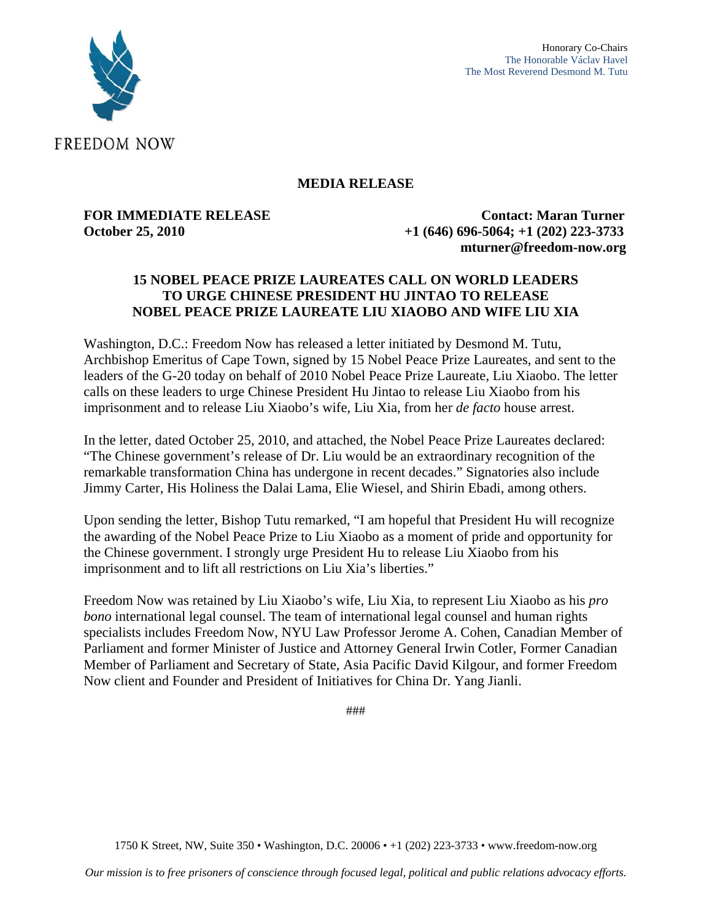FREEDOM NOW

Honorary Co-Chairs
The Honorable Václav Havel
The Most Reverend Desmond M. Tutu

## MEDIA RELEASE

**FOR IMMEDIATE RELEASE**
**October 25, 2010**

**Contact: Maran Turner**
**+1 (646) 696-5064; +1 (202) 223-3733**
**mturner@freedom-now.org**

## 15 NOBEL PEACE PRIZE LAUREATES CALL ON WORLD LEADERS TO URGE CHINESE PRESIDENT HU JINTAO TO RELEASE NOBEL PEACE PRIZE LAUREATE LIU XIAOBO AND WIFE LIU XIA

Washington, D.C.: Freedom Now has released a letter initiated by Desmond M. Tutu, Archbishop Emeritus of Cape Town, signed by 15 Nobel Peace Prize Laureates, and sent to the leaders of the G-20 today on behalf of 2010 Nobel Peace Prize Laureate, Liu Xiaobo. The letter calls on these leaders to urge Chinese President Hu Jintao to release Liu Xiaobo from his imprisonment and to release Liu Xiaobo's wife, Liu Xia, from her *de facto* house arrest.

In the letter, dated October 25, 2010, and attached, the Nobel Peace Prize Laureates declared: "The Chinese government's release of Dr. Liu would be an extraordinary recognition of the remarkable transformation China has undergone in recent decades." Signatories also include Jimmy Carter, His Holiness the Dalai Lama, Elie Wiesel, and Shirin Ebadi, among others.

Upon sending the letter, Bishop Tutu remarked, "I am hopeful that President Hu will recognize the awarding of the Nobel Peace Prize to Liu Xiaobo as a moment of pride and opportunity for the Chinese government. I strongly urge President Hu to release Liu Xiaobo from his imprisonment and to lift all restrictions on Liu Xia's liberties."

Freedom Now was retained by Liu Xiaobo's wife, Liu Xia, to represent Liu Xiaobo as his *pro bono* international legal counsel. The team of international legal counsel and human rights specialists includes Freedom Now, NYU Law Professor Jerome A. Cohen, Canadian Member of Parliament and former Minister of Justice and Attorney General Irwin Cotler, Former Canadian Member of Parliament and Secretary of State, Asia Pacific David Kilgour, and former Freedom Now client and Founder and President of Initiatives for China Dr. Yang Jianli.

###

1750 K Street, NW, Suite 350 • Washington, D.C. 20006 • +1 (202) 223-3733 • www.freedom-now.org

*Our mission is to free prisoners of conscience through focused legal, political and public relations advocacy efforts.*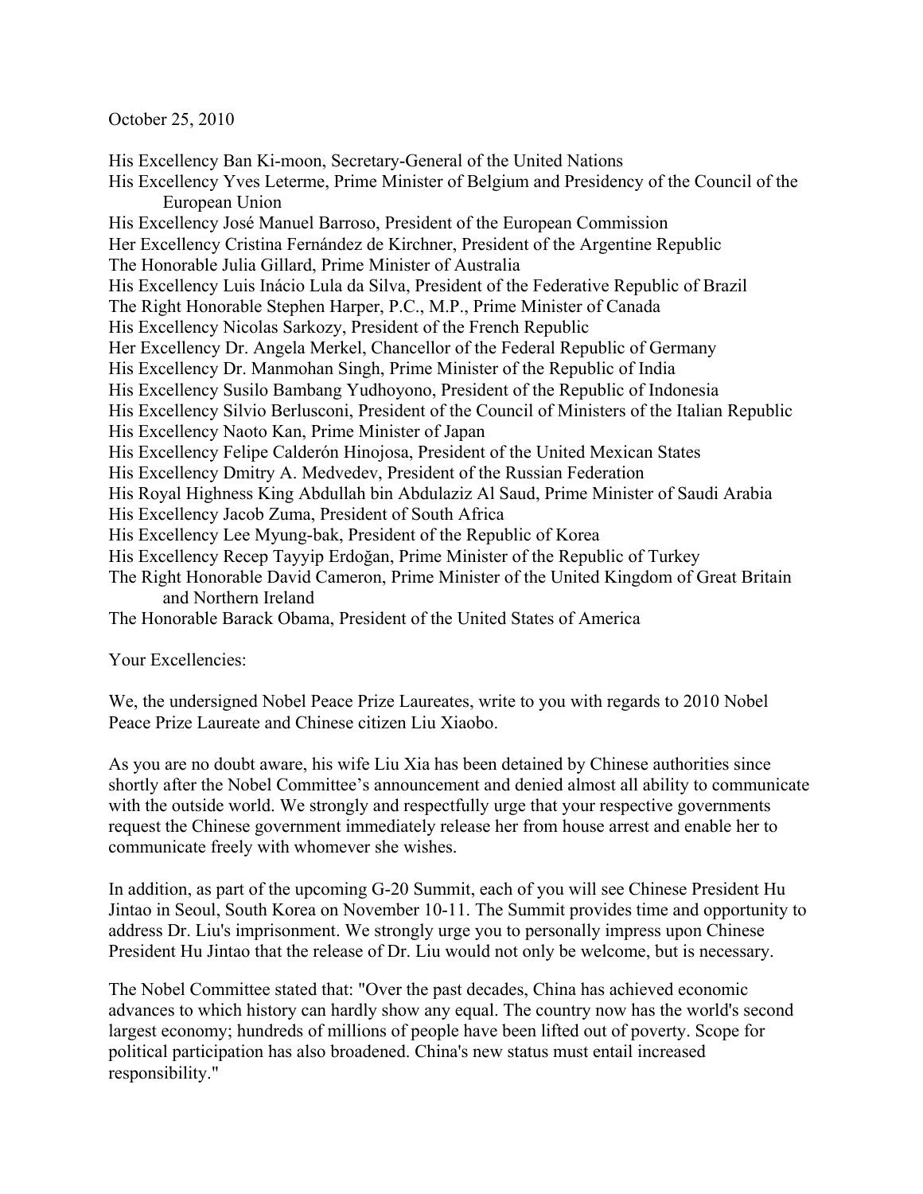October 25, 2010

His Excellency Ban Ki-moon, Secretary-General of the United Nations  
His Excellency Yves Leterme, Prime Minister of Belgium and Presidency of the Council of the European Union  
His Excellency José Manuel Barroso, President of the European Commission  
Her Excellency Cristina Fernández de Kirchner, President of the Argentine Republic  
The Honorable Julia Gillard, Prime Minister of Australia  
His Excellency Luis Inácio Lula da Silva, President of the Federative Republic of Brazil  
The Right Honorable Stephen Harper, P.C., M.P., Prime Minister of Canada  
His Excellency Nicolas Sarkozy, President of the French Republic  
Her Excellency Dr. Angela Merkel, Chancellor of the Federal Republic of Germany  
His Excellency Dr. Manmohan Singh, Prime Minister of the Republic of India  
His Excellency Susilo Bambang Yudhoyono, President of the Republic of Indonesia  
His Excellency Silvio Berlusconi, President of the Council of Ministers of the Italian Republic  
His Excellency Naoto Kan, Prime Minister of Japan  
His Excellency Felipe Calderón Hinojosa, President of the United Mexican States  
His Excellency Dmitry A. Medvedev, President of the Russian Federation  
His Royal Highness King Abdullah bin Abdulaziz Al Saud, Prime Minister of Saudi Arabia  
His Excellency Jacob Zuma, President of South Africa  
His Excellency Lee Myung-bak, President of the Republic of Korea  
His Excellency Recep Tayyip Erdoğan, Prime Minister of the Republic of Turkey  
The Right Honorable David Cameron, Prime Minister of the United Kingdom of Great Britain and Northern Ireland  
The Honorable Barack Obama, President of the United States of America

Your Excellencies:

We, the undersigned Nobel Peace Prize Laureates, write to you with regards to 2010 Nobel Peace Prize Laureate and Chinese citizen Liu Xiaobo.

As you are no doubt aware, his wife Liu Xia has been detained by Chinese authorities since shortly after the Nobel Committee's announcement and denied almost all ability to communicate with the outside world. We strongly and respectfully urge that your respective governments request the Chinese government immediately release her from house arrest and enable her to communicate freely with whomever she wishes.

In addition, as part of the upcoming G-20 Summit, each of you will see Chinese President Hu Jintao in Seoul, South Korea on November 10-11. The Summit provides time and opportunity to address Dr. Liu's imprisonment. We strongly urge you to personally impress upon Chinese President Hu Jintao that the release of Dr. Liu would not only be welcome, but is necessary.

The Nobel Committee stated that: "Over the past decades, China has achieved economic advances to which history can hardly show any equal. The country now has the world's second largest economy; hundreds of millions of people have been lifted out of poverty. Scope for political participation has also broadened. China's new status must entail increased responsibility."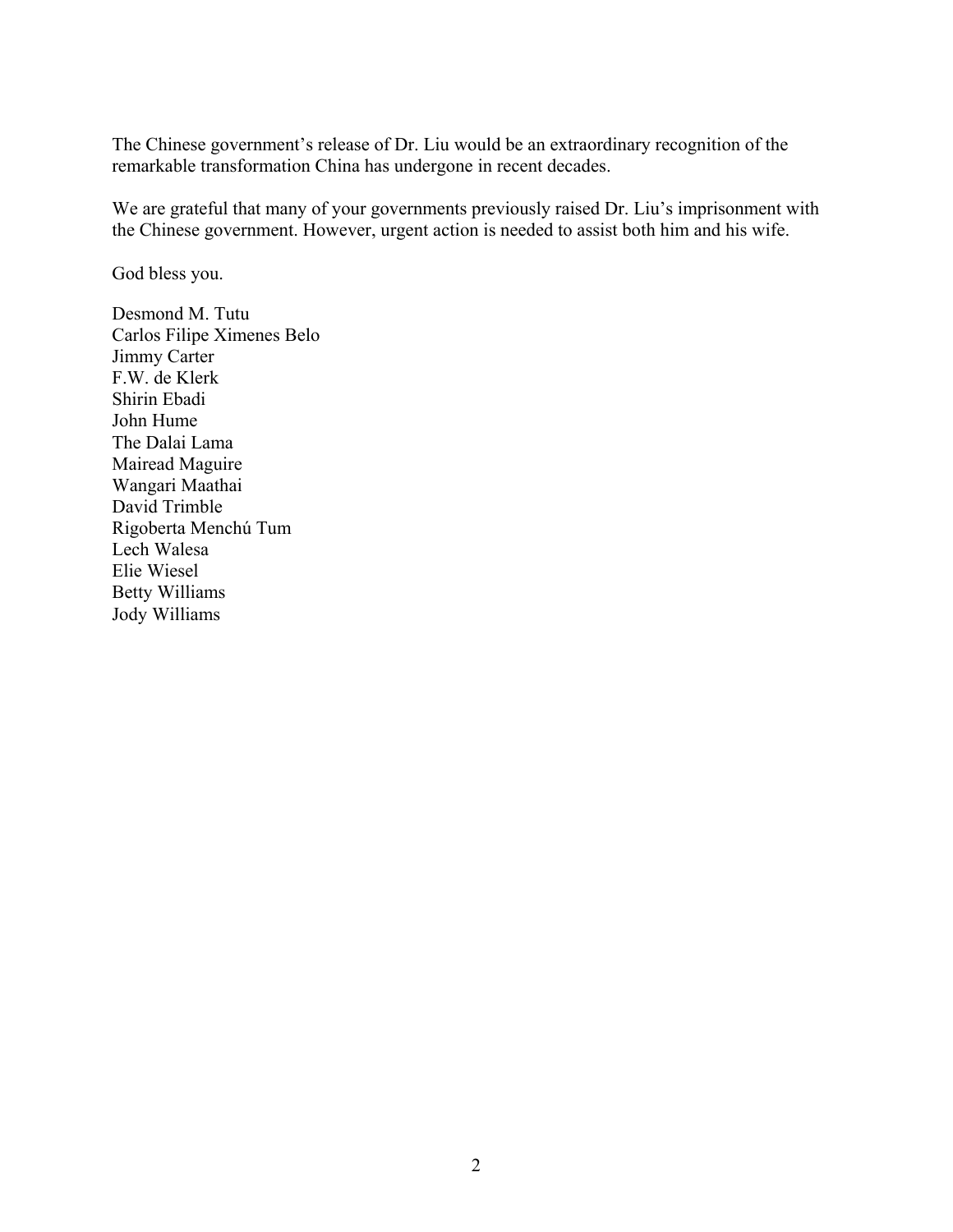The Chinese government's release of Dr. Liu would be an extraordinary recognition of the remarkable transformation China has undergone in recent decades.

We are grateful that many of your governments previously raised Dr. Liu's imprisonment with the Chinese government. However, urgent action is needed to assist both him and his wife.

God bless you.

Desmond M. Tutu
Carlos Filipe Ximenes Belo
Jimmy Carter
F.W. de Klerk
Shirin Ebadi
John Hume
The Dalai Lama
Mairead Maguire
Wangari Maathai
David Trimble
Rigoberta Menchú Tum
Lech Walesa
Elie Wiesel
Betty Williams
Jody Williams